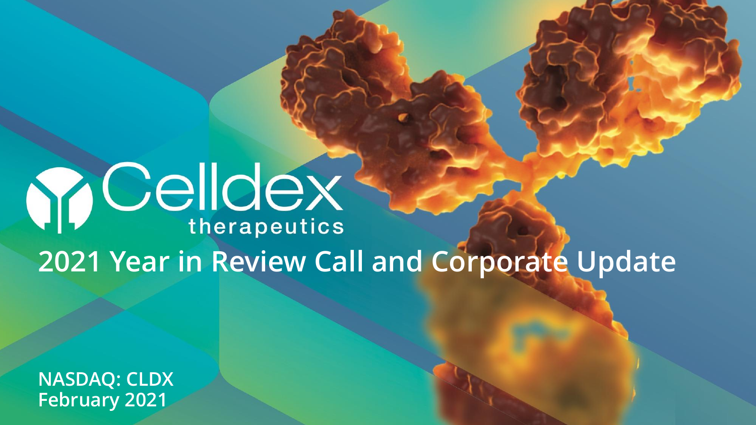# Celldex therapeutics

## 2021 Year in Review Call and Corporate Update

**NASDAQ: CLDX**
**February 2021**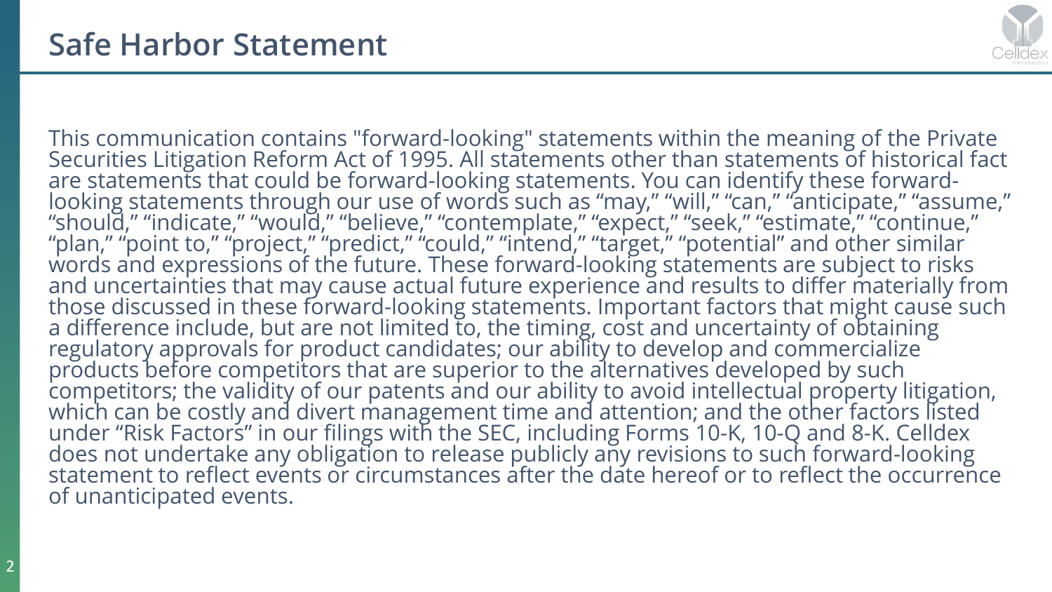# Safe Harbor Statement

This communication contains "forward-looking" statements within the meaning of the Private Securities Litigation Reform Act of 1995. All statements other than statements of historical fact are statements that could be forward-looking statements. You can identify these forward-looking statements through our use of words such as “may,” “will,” “can,” “anticipate,” “assume,” “should,” “indicate,” “would,” “believe,” “contemplate,” “expect,” “seek,” “estimate,” “continue,” “plan,” “point to,” “project,” “predict,” “could,” “intend,” “target,” “potential” and other similar words and expressions of the future. These forward-looking statements are subject to risks and uncertainties that may cause actual future experience and results to differ materially from those discussed in these forward-looking statements. Important factors that might cause such a difference include, but are not limited to, the timing, cost and uncertainty of obtaining regulatory approvals for product candidates; our ability to develop and commercialize products before competitors that are superior to the alternatives developed by such competitors; the validity of our patents and our ability to avoid intellectual property litigation, which can be costly and divert management time and attention; and the other factors listed under “Risk Factors” in our filings with the SEC, including Forms 10-K, 10-Q and 8-K. Celldex does not undertake any obligation to release publicly any revisions to such forward-looking statement to reflect events or circumstances after the date hereof or to reflect the occurrence of unanticipated events.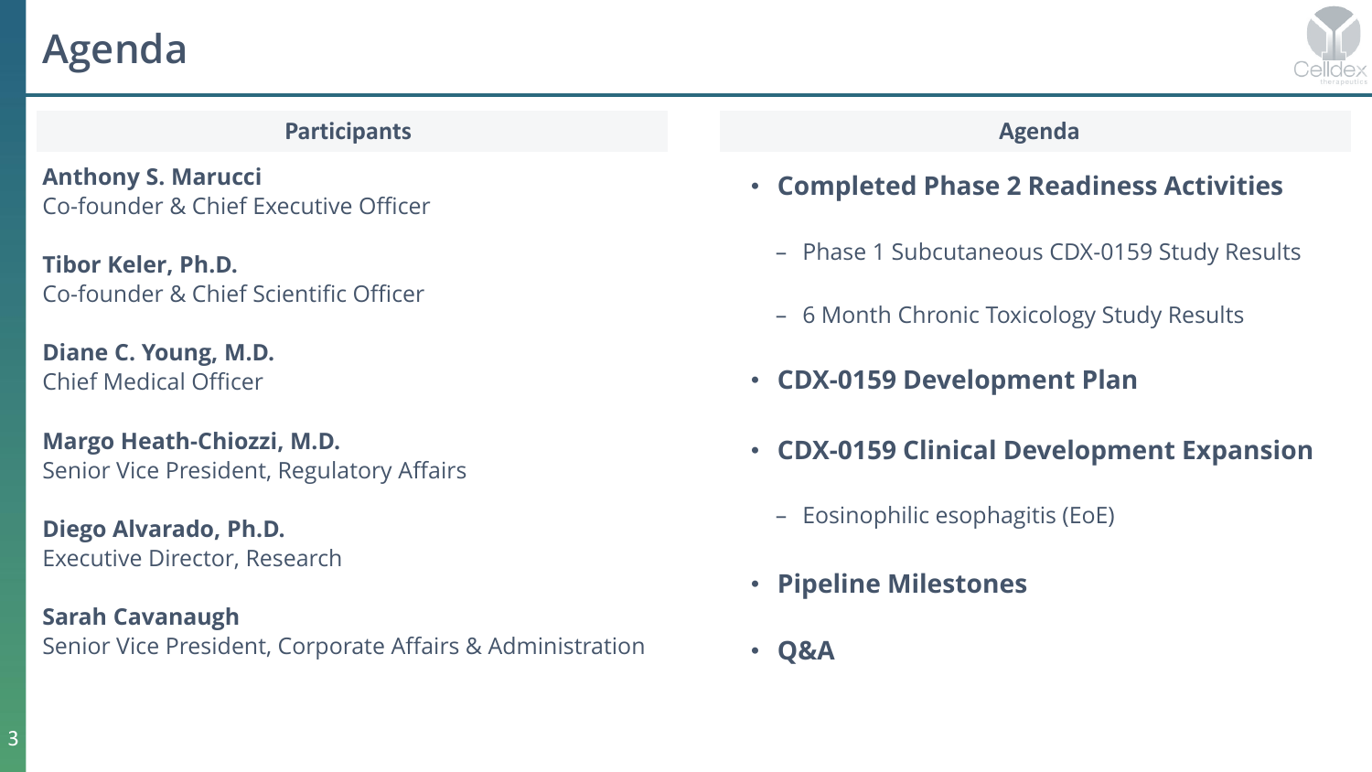# Agenda

## Participants

**Anthony S. Marucci**
Co-founder & Chief Executive Officer

**Tibor Keler, Ph.D.**
Co-founder & Chief Scientific Officer

**Diane C. Young, M.D.**
Chief Medical Officer

**Margo Heath-Chiozzi, M.D.**
Senior Vice President, Regulatory Affairs

**Diego Alvarado, Ph.D.**
Executive Director, Research

**Sarah Cavanaugh**
Senior Vice President, Corporate Affairs & Administration

## Agenda

- **Completed Phase 2 Readiness Activities**
  - Phase 1 Subcutaneous CDX-0159 Study Results
  - 6 Month Chronic Toxicology Study Results
- **CDX-0159 Development Plan**
- **CDX-0159 Clinical Development Expansion**
  - Eosinophilic esophagitis (EoE)
- **Pipeline Milestones**
- **Q&A**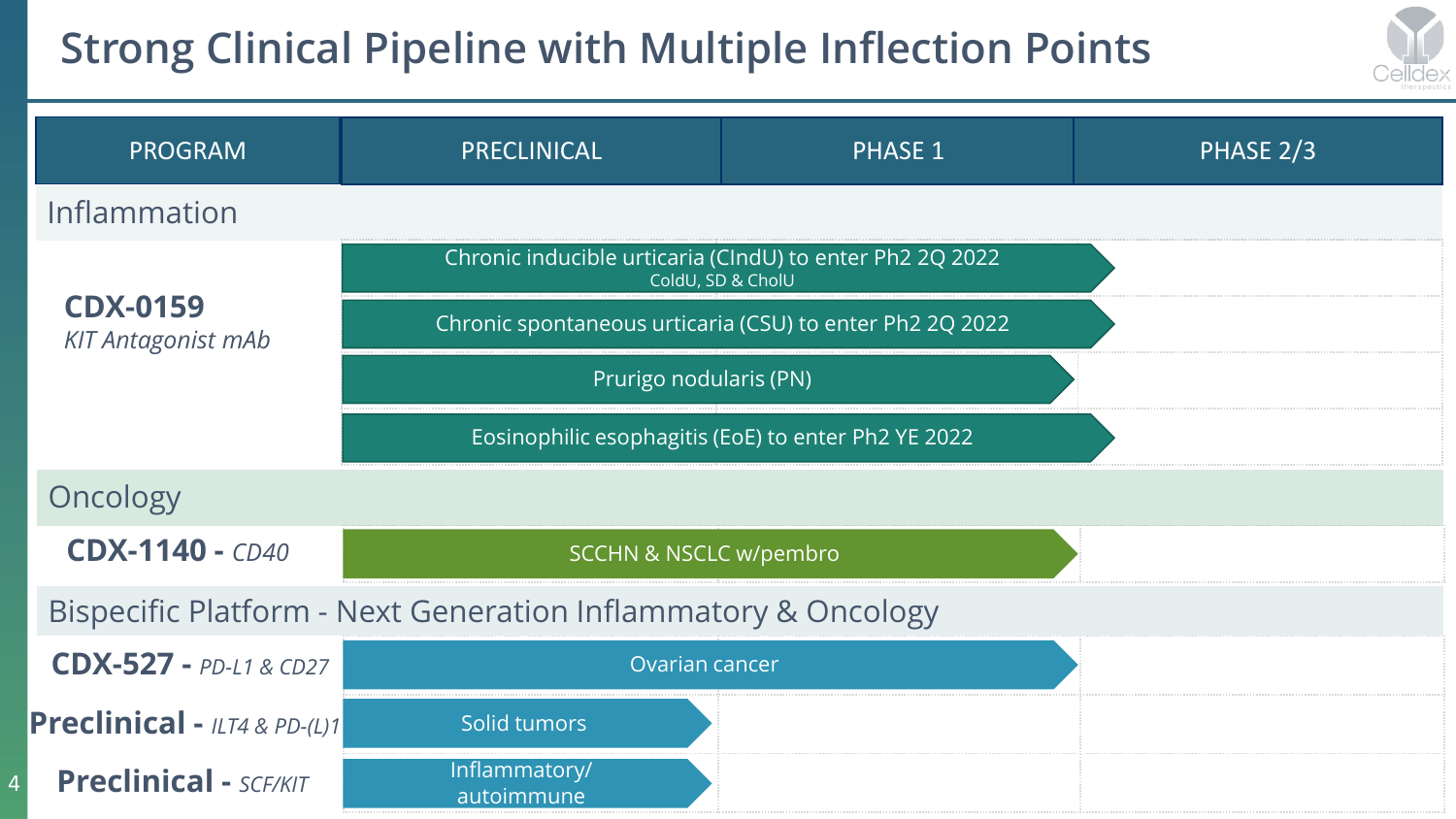# Strong Clinical Pipeline with Multiple Inflection Points

| PROGRAM | PRECLINICAL | PHASE 1 | PHASE 2/3 |
|---|---|---|---|
| **Inflammation** | | | |
| **CDX-0159** *KIT Antagonist mAb* | Chronic inducible urticaria (CIndU) to enter Ph2 2Q 2022 (ColdU, SD & CholU) | | |
| | Chronic spontaneous urticaria (CSU) to enter Ph2 2Q 2022 | | |
| | Prurigo nodularis (PN) | | |
| | Eosinophilic esophagitis (EoE) to enter Ph2 YE 2022 | | |
| **Oncology** | | | |
| **CDX-1140** - *CD40* | SCCHN & NSCLC w/pembro | | |
| **Bispecific Platform - Next Generation Inflammatory & Oncology** | | | |
| **CDX-527** - *PD-L1 & CD27* | Ovarian cancer | | |
| **Preclinical** - *ILT4 & PD-(L)1* | Solid tumors | | |
| **Preclinical** - *SCF/KIT* | Inflammatory/ autoimmune | | |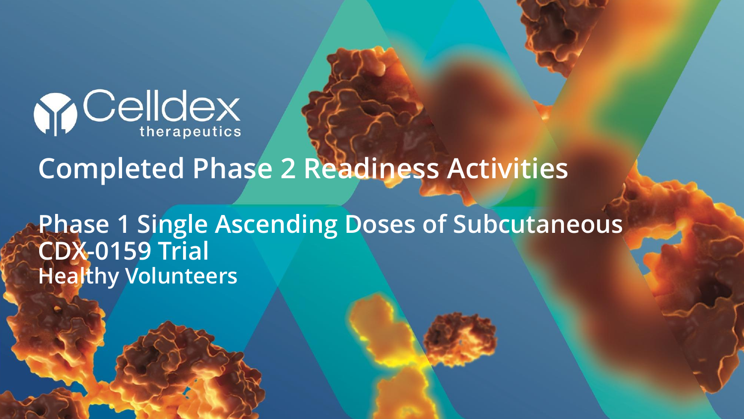Celldex therapeutics

# Completed Phase 2 Readiness Activities

## Phase 1 Single Ascending Doses of Subcutaneous CDX-0159 Trial

### Healthy Volunteers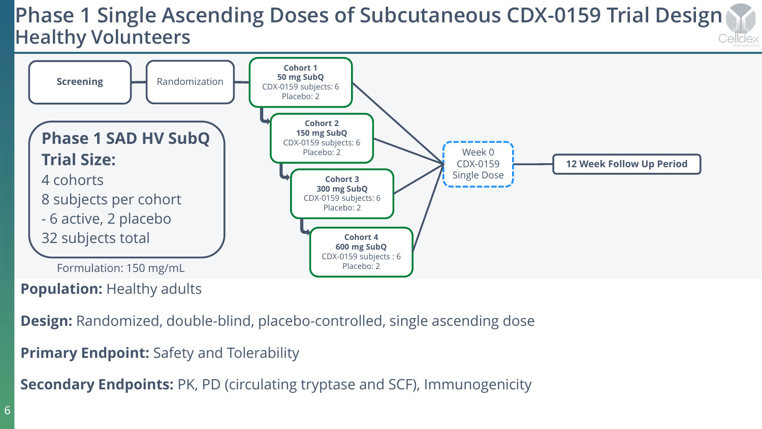# Phase 1 Single Ascending Doses of Subcutaneous CDX-0159 Trial Design Healthy Volunteers

Screening → Randomization

**Cohort 1**
**50 mg SubQ**
CDX-0159 subjects: 6
Placebo: 2

**Cohort 2**
**150 mg SubQ**
CDX-0159 subjects: 6
Placebo: 2

**Cohort 3**
**300 mg SubQ**
CDX-0159 subjects: 6
Placebo: 2

**Cohort 4**
**600 mg SubQ**
CDX-0159 subjects : 6
Placebo: 2

Week 0
CDX-0159
Single Dose

**12 Week Follow Up Period**

**Phase 1 SAD HV SubQ Trial Size:**

4 cohorts
8 subjects per cohort
- 6 active, 2 placebo
32 subjects total

Formulation: 150 mg/mL

**Population:** Healthy adults

**Design:** Randomized, double-blind, placebo-controlled, single ascending dose

**Primary Endpoint:** Safety and Tolerability

**Secondary Endpoints:** PK, PD (circulating tryptase and SCF), Immunogenicity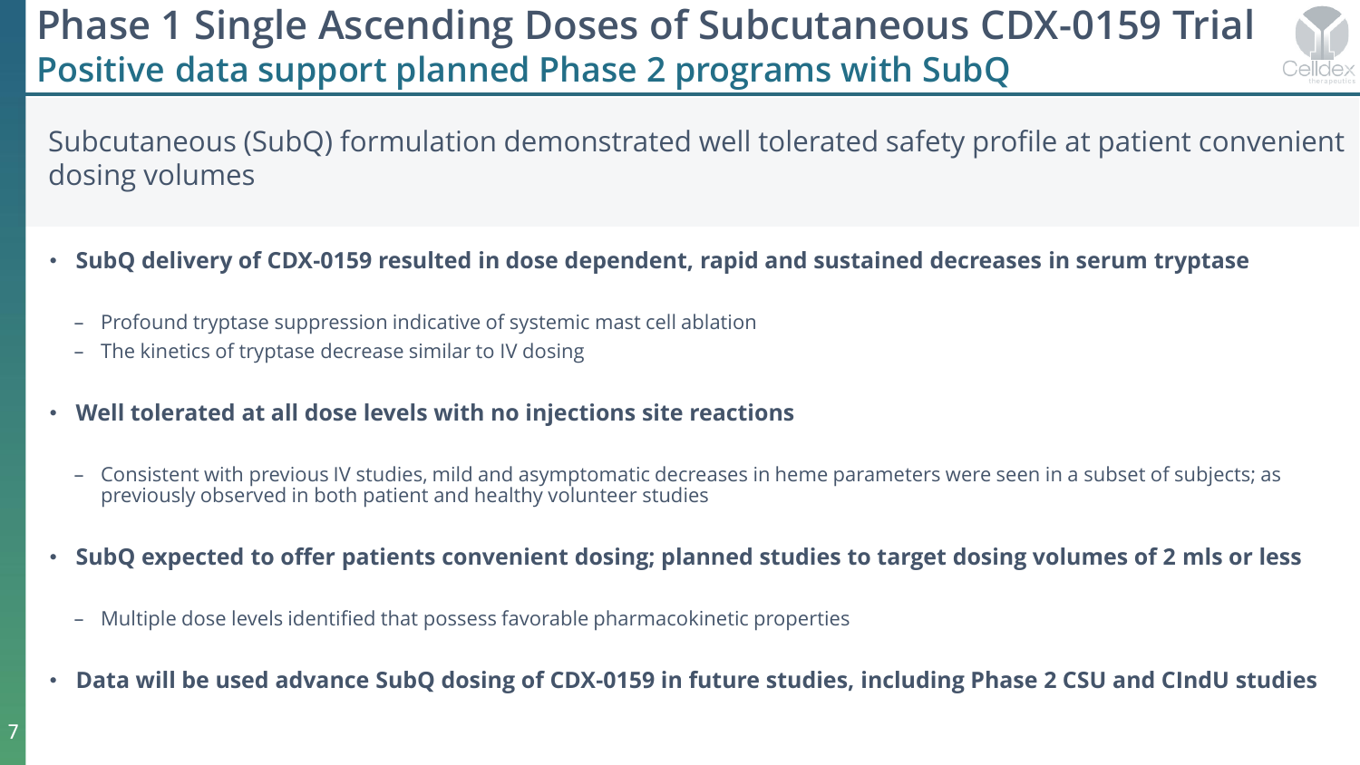# Phase 1 Single Ascending Doses of Subcutaneous CDX-0159 Trial

## Positive data support planned Phase 2 programs with SubQ

Subcutaneous (SubQ) formulation demonstrated well tolerated safety profile at patient convenient dosing volumes

- **SubQ delivery of CDX-0159 resulted in dose dependent, rapid and sustained decreases in serum tryptase**
  - Profound tryptase suppression indicative of systemic mast cell ablation
  - The kinetics of tryptase decrease similar to IV dosing
- **Well tolerated at all dose levels with no injections site reactions**
  - Consistent with previous IV studies, mild and asymptomatic decreases in heme parameters were seen in a subset of subjects; as previously observed in both patient and healthy volunteer studies
- **SubQ expected to offer patients convenient dosing; planned studies to target dosing volumes of 2 mls or less**
  - Multiple dose levels identified that possess favorable pharmacokinetic properties
- **Data will be used advance SubQ dosing of CDX-0159 in future studies, including Phase 2 CSU and CIndU studies**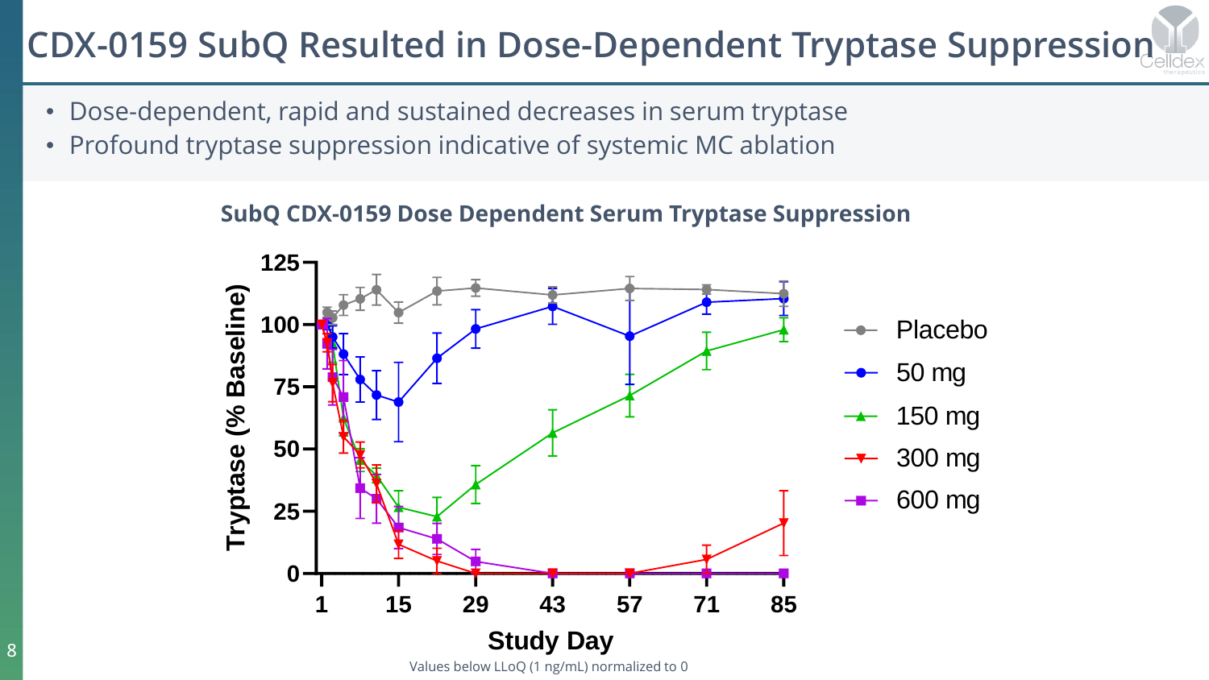# CDX-0159 SubQ Resulted in Dose-Dependent Tryptase Suppression

- Dose-dependent, rapid and sustained decreases in serum tryptase
- Profound tryptase suppression indicative of systemic MC ablation

**SubQ CDX-0159 Dose Dependent Serum Tryptase Suppression**

Values below LLoQ (1 ng/mL) normalized to 0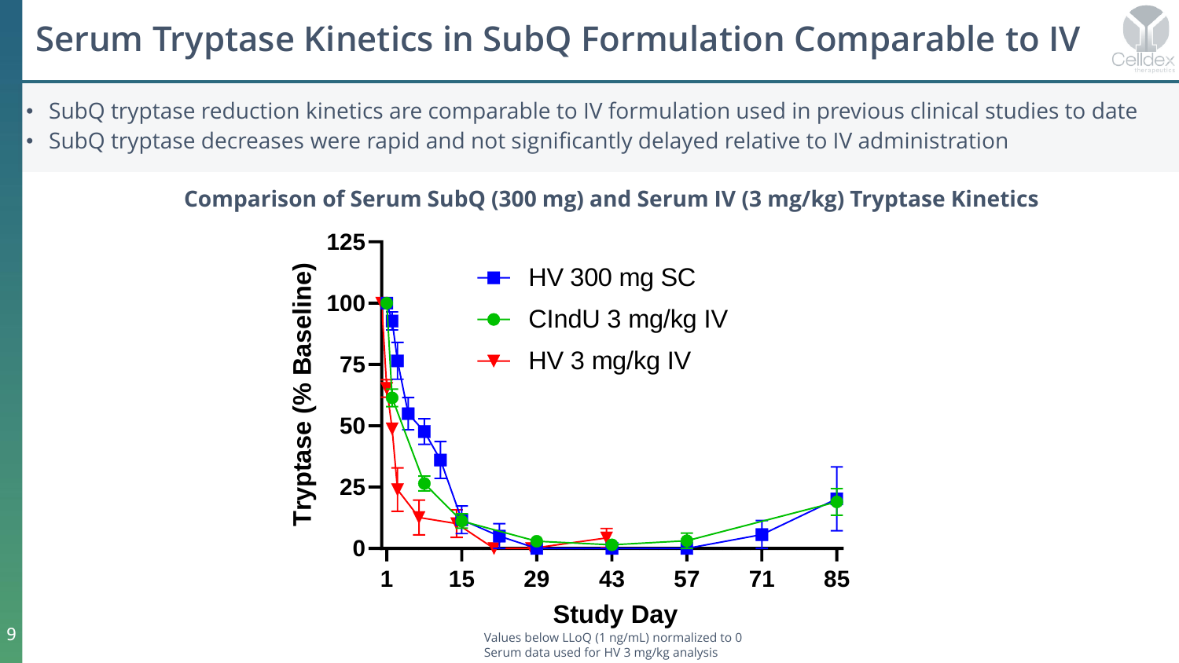# Serum Tryptase Kinetics in SubQ Formulation Comparable to IV

- SubQ tryptase reduction kinetics are comparable to IV formulation used in previous clinical studies to date
- SubQ tryptase decreases were rapid and not significantly delayed relative to IV administration

**Comparison of Serum SubQ (300 mg) and Serum IV (3 mg/kg) Tryptase Kinetics**

Values below LLoQ (1 ng/mL) normalized to 0
Serum data used for HV 3 mg/kg analysis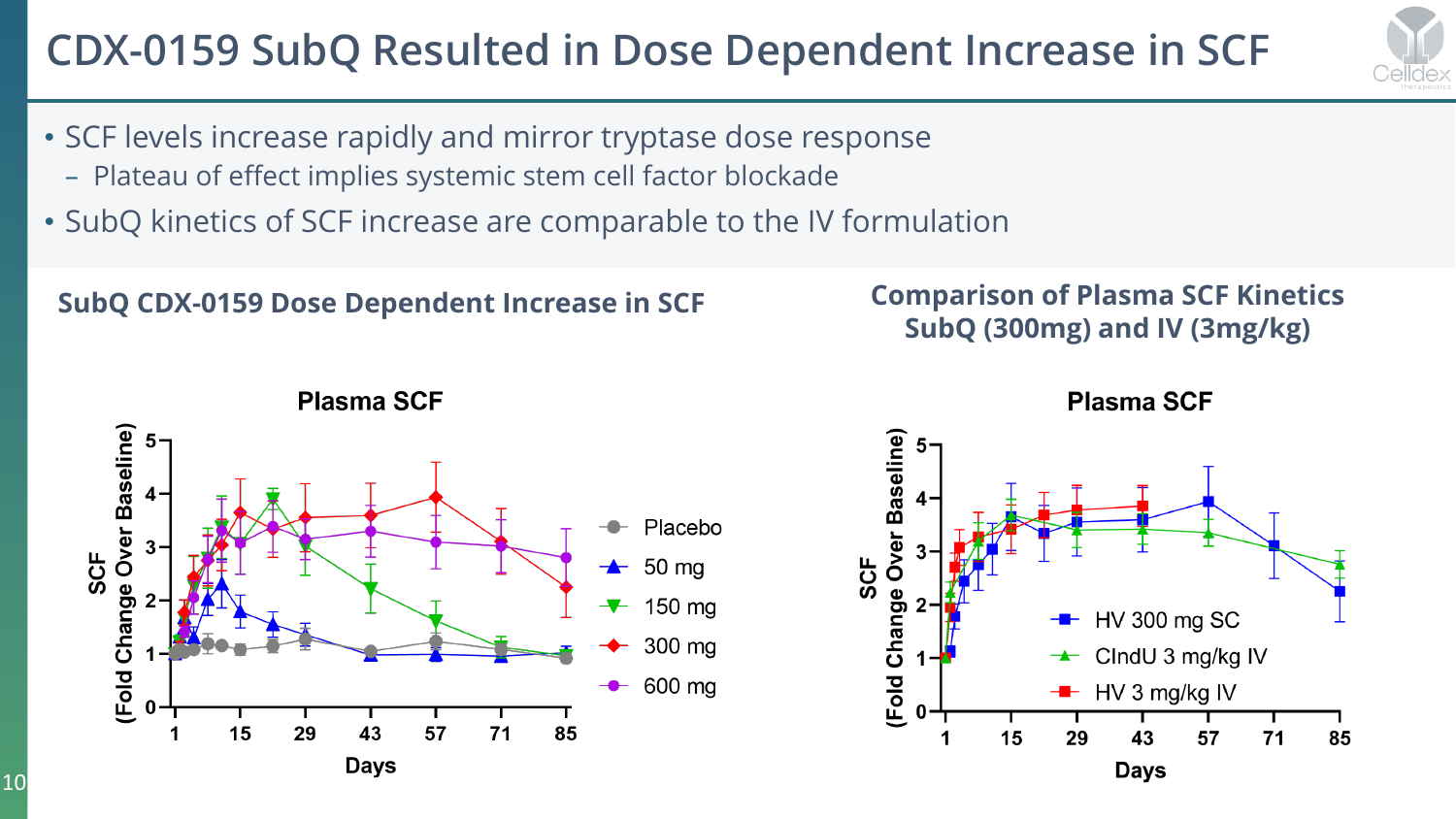# CDX-0159 SubQ Resulted in Dose Dependent Increase in SCF

- SCF levels increase rapidly and mirror tryptase dose response
  - Plateau of effect implies systemic stem cell factor blockade
- SubQ kinetics of SCF increase are comparable to the IV formulation

## SubQ CDX-0159 Dose Dependent Increase in SCF

## Comparison of Plasma SCF Kinetics SubQ (300mg) and IV (3mg/kg)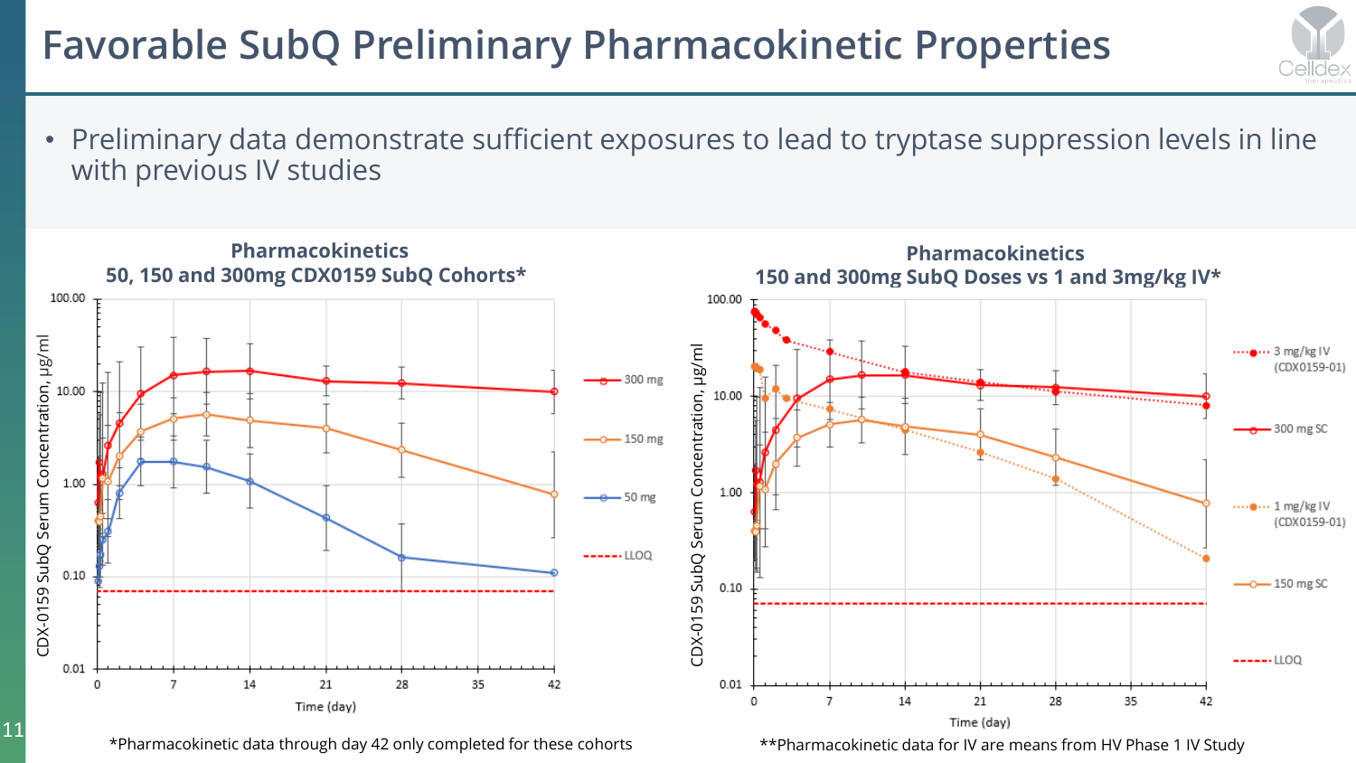# Favorable SubQ Preliminary Pharmacokinetic Properties

- Preliminary data demonstrate sufficient exposures to lead to tryptase suppression levels in line with previous IV studies

## Pharmacokinetics
## 50, 150 and 300mg CDX0159 SubQ Cohorts*

CDX-0159 SubQ Serum Concentration, µg/ml

Time (day)

Legend: 300 mg, 150 mg, 50 mg, LLOQ

*Pharmacokinetic data through day 42 only completed for these cohorts

## Pharmacokinetics
## 150 and 300mg SubQ Doses vs 1 and 3mg/kg IV*

CDX-0159 SubQ Serum Concentration, µg/ml

Time (day)

Legend: 3 mg/kg IV (CDX0159-01), 300 mg SC, 1 mg/kg IV (CDX0159-01), 150 mg SC, LLOQ

**Pharmacokinetic data for IV are means from HV Phase 1 IV Study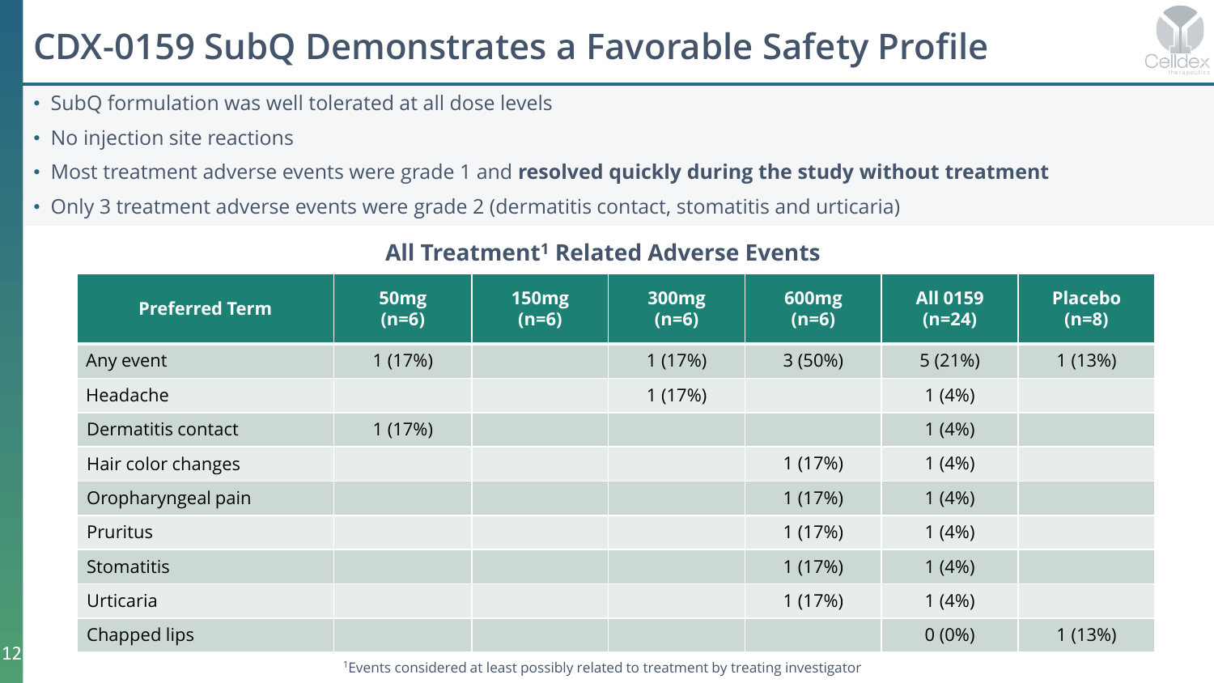# CDX-0159 SubQ Demonstrates a Favorable Safety Profile

- SubQ formulation was well tolerated at all dose levels
- No injection site reactions
- Most treatment adverse events were grade 1 and **resolved quickly during the study without treatment**
- Only 3 treatment adverse events were grade 2 (dermatitis contact, stomatitis and urticaria)

## All Treatment[1] Related Adverse Events

| Preferred Term | 50mg (n=6) | 150mg (n=6) | 300mg (n=6) | 600mg (n=6) | All 0159 (n=24) | Placebo (n=8) |
|---|---|---|---|---|---|---|
| Any event | 1 (17%) | | 1 (17%) | 3 (50%) | 5 (21%) | 1 (13%) |
| Headache | | | 1 (17%) | | 1 (4%) | |
| Dermatitis contact | 1 (17%) | | | | 1 (4%) | |
| Hair color changes | | | | 1 (17%) | 1 (4%) | |
| Oropharyngeal pain | | | | 1 (17%) | 1 (4%) | |
| Pruritus | | | | 1 (17%) | 1 (4%) | |
| Stomatitis | | | | 1 (17%) | 1 (4%) | |
| Urticaria | | | | 1 (17%) | 1 (4%) | |
| Chapped lips | | | | | 0 (0%) | 1 (13%) |

[1]Events considered at least possibly related to treatment by treating investigator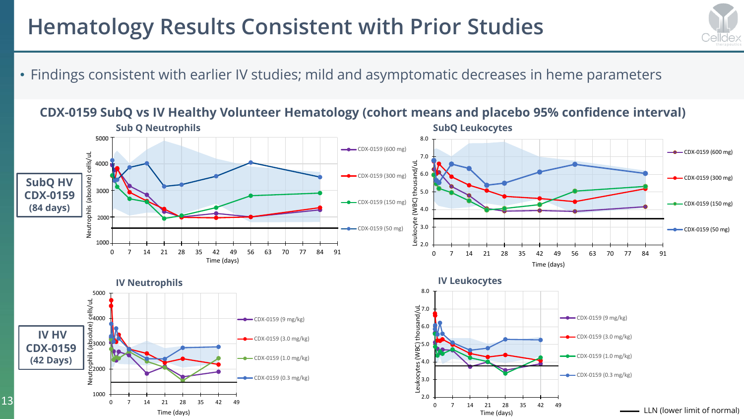# Hematology Results Consistent with Prior Studies

- Findings consistent with earlier IV studies; mild and asymptomatic decreases in heme parameters

## CDX-0159 SubQ vs IV Healthy Volunteer Hematology (cohort means and placebo 95% confidence interval)

**SubQ HV CDX-0159 (84 days)**

### Sub Q Neutrophils

Neutrophils (absolute) cells/uL vs Time (days)

- CDX-0159 (600 mg)
- CDX-0159 (300 mg)
- CDX-0159 (150 mg)
- CDX-0159 (50 mg)

### SubQ Leukocytes

Leukocyte (WBC) thousand/uL vs Time (days)

- CDX-0159 (600 mg)
- CDX-0159 (300 mg)
- CDX-0159 (150 mg)
- CDX-0159 (50 mg)

**IV HV CDX-0159 (42 Days)**

### IV Neutrophils

Neutrophils (absolute) cells/uL vs Time (days)

- CDX-0159 (9 mg/kg)
- CDX-0159 (3.0 mg/kg)
- CDX-0159 (1.0 mg/kg)
- CDX-0159 (0.3 mg/kg)

### IV Leukocytes

Leukocytes (WBC) thousand/uL vs Time (days)

- CDX-0159 (9 mg/kg)
- CDX-0159 (3.0 mg/kg)
- CDX-0159 (1.0 mg/kg)
- CDX-0159 (0.3 mg/kg)

LLN (lower limit of normal)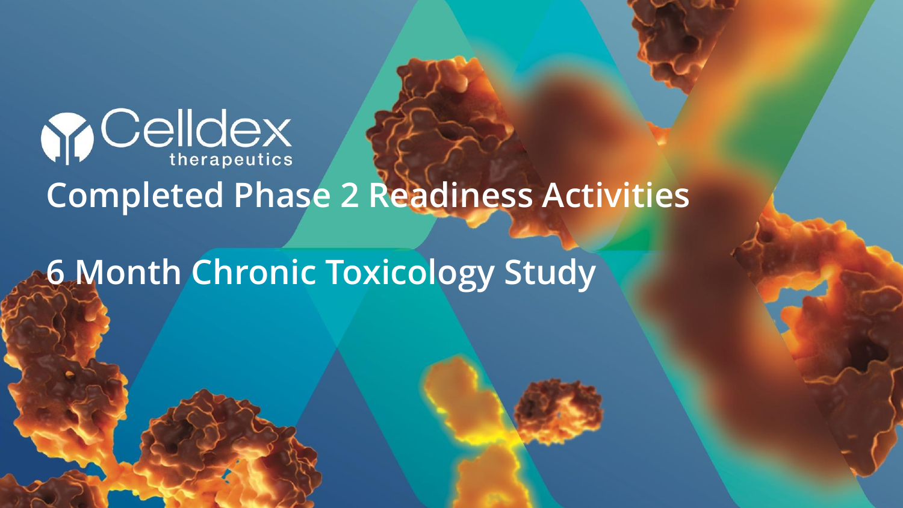Celldex therapeutics

# Completed Phase 2 Readiness Activities

## 6 Month Chronic Toxicology Study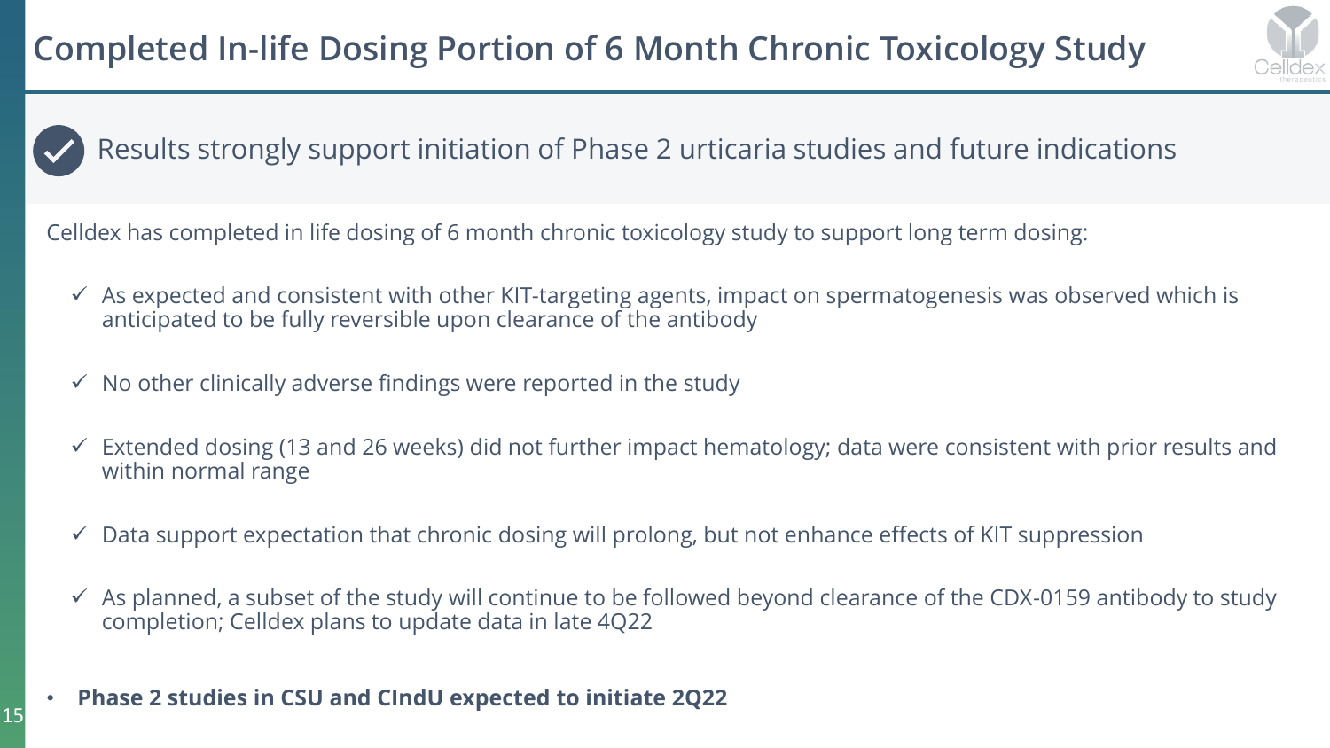# Completed In-life Dosing Portion of 6 Month Chronic Toxicology Study

Results strongly support initiation of Phase 2 urticaria studies and future indications

Celldex has completed in life dosing of 6 month chronic toxicology study to support long term dosing:

- ✓ As expected and consistent with other KIT-targeting agents, impact on spermatogenesis was observed which is anticipated to be fully reversible upon clearance of the antibody
- ✓ No other clinically adverse findings were reported in the study
- ✓ Extended dosing (13 and 26 weeks) did not further impact hematology; data were consistent with prior results and within normal range
- ✓ Data support expectation that chronic dosing will prolong, but not enhance effects of KIT suppression
- ✓ As planned, a subset of the study will continue to be followed beyond clearance of the CDX-0159 antibody to study completion; Celldex plans to update data in late 4Q22

- **Phase 2 studies in CSU and CIndU expected to initiate 2Q22**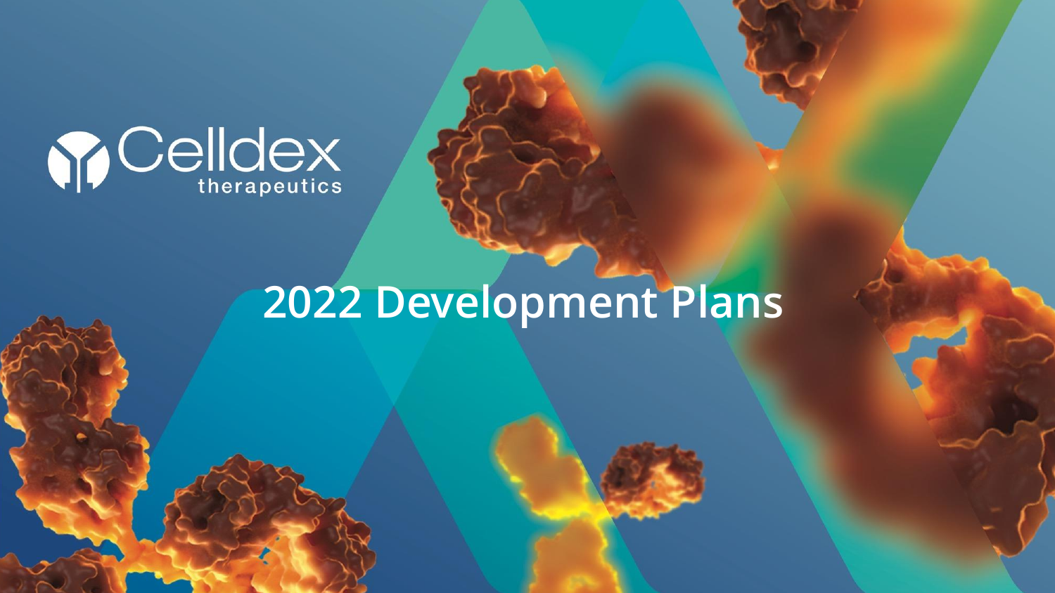Celldex therapeutics

# 2022 Development Plans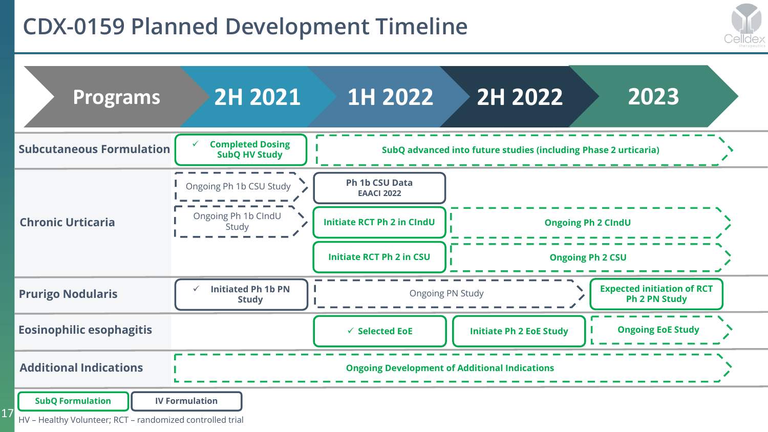# CDX-0159 Planned Development Timeline

| Programs | 2H 2021 | 1H 2022 | 2H 2022 | 2023 |
|---|---|---|---|---|
| Subcutaneous Formulation | ✓ Completed Dosing SubQ HV Study | SubQ advanced into future studies (including Phase 2 urticaria) | | |
| Chronic Urticaria | Ongoing Ph 1b CSU Study | Ph 1b CSU Data EAACI 2022 | | |
| | Ongoing Ph 1b CIndU Study | Initiate RCT Ph 2 in CIndU | Ongoing Ph 2 CIndU | |
| | | Initiate RCT Ph 2 in CSU | Ongoing Ph 2 CSU | |
| Prurigo Nodularis | ✓ Initiated Ph 1b PN Study | Ongoing PN Study | | Expected initiation of RCT Ph 2 PN Study |
| Eosinophilic esophagitis | | ✓ Selected EoE | Initiate Ph 2 EoE Study | Ongoing EoE Study |
| Additional Indications | Ongoing Development of Additional Indications | | | |

SubQ Formulation | IV Formulation

HV – Healthy Volunteer; RCT – randomized controlled trial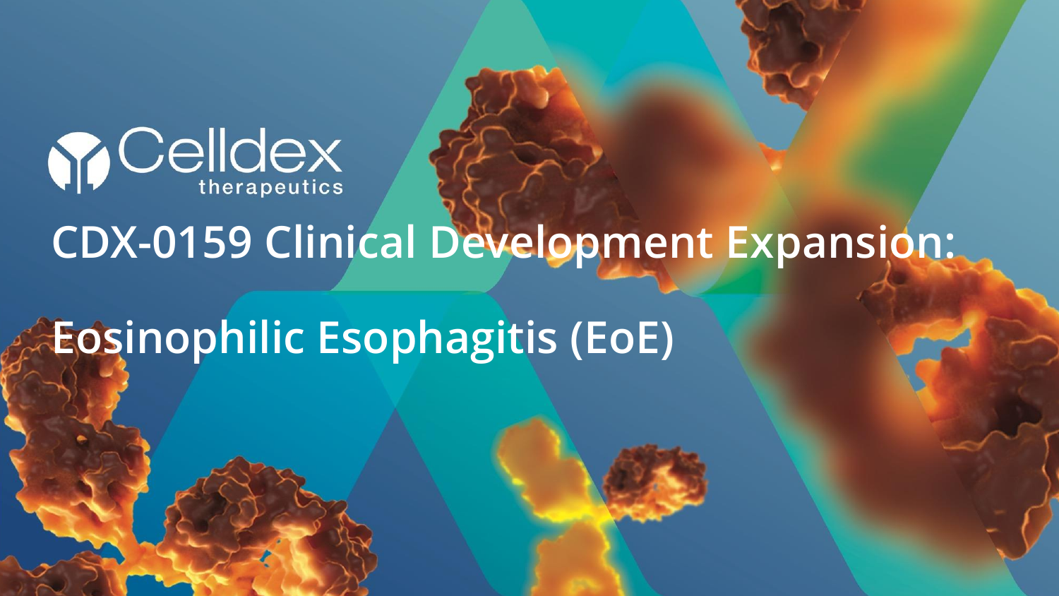Celldex therapeutics

# CDX-0159 Clinical Development Expansion:

# Eosinophilic Esophagitis (EoE)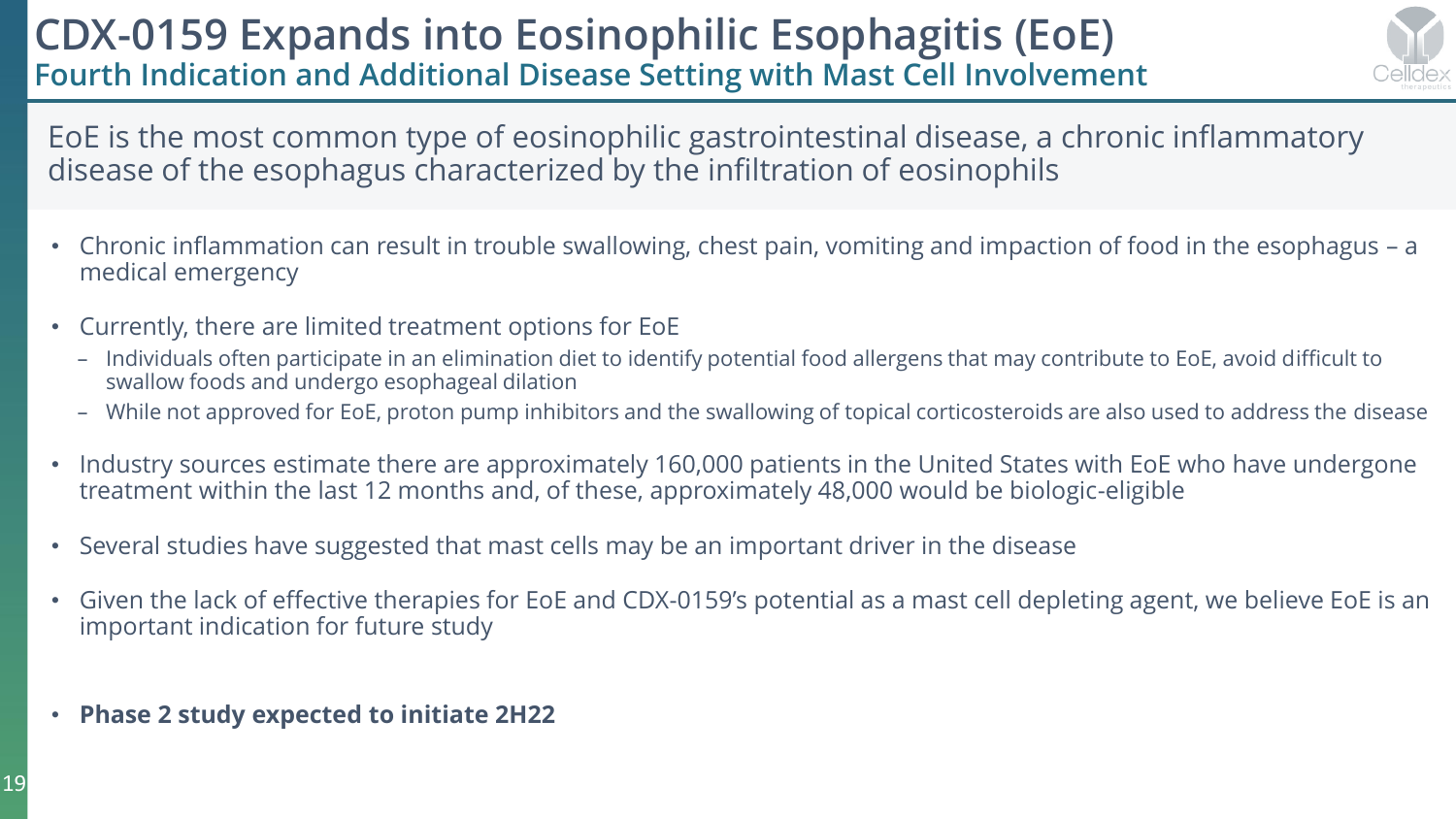# CDX-0159 Expands into Eosinophilic Esophagitis (EoE)

## Fourth Indication and Additional Disease Setting with Mast Cell Involvement

EoE is the most common type of eosinophilic gastrointestinal disease, a chronic inflammatory disease of the esophagus characterized by the infiltration of eosinophils

- Chronic inflammation can result in trouble swallowing, chest pain, vomiting and impaction of food in the esophagus – a medical emergency
- Currently, there are limited treatment options for EoE
  - Individuals often participate in an elimination diet to identify potential food allergens that may contribute to EoE, avoid difficult to swallow foods and undergo esophageal dilation
  - While not approved for EoE, proton pump inhibitors and the swallowing of topical corticosteroids are also used to address the disease
- Industry sources estimate there are approximately 160,000 patients in the United States with EoE who have undergone treatment within the last 12 months and, of these, approximately 48,000 would be biologic-eligible
- Several studies have suggested that mast cells may be an important driver in the disease
- Given the lack of effective therapies for EoE and CDX-0159's potential as a mast cell depleting agent, we believe EoE is an important indication for future study
- **Phase 2 study expected to initiate 2H22**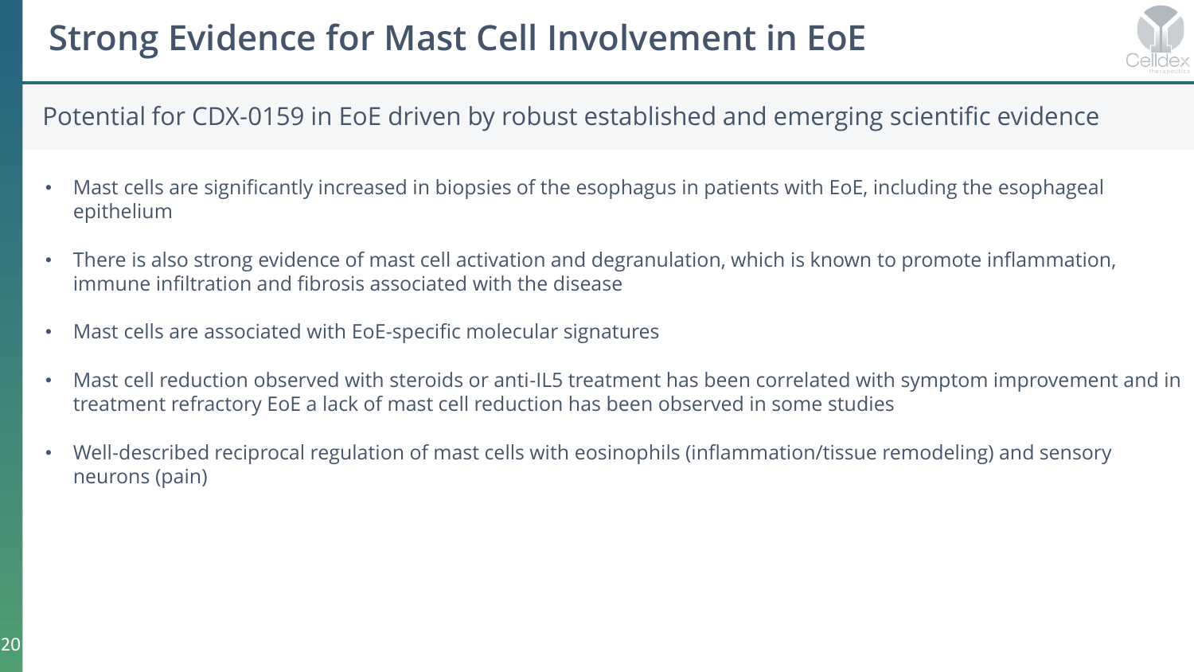# Strong Evidence for Mast Cell Involvement in EoE

Potential for CDX-0159 in EoE driven by robust established and emerging scientific evidence

- Mast cells are significantly increased in biopsies of the esophagus in patients with EoE, including the esophageal epithelium
- There is also strong evidence of mast cell activation and degranulation, which is known to promote inflammation, immune infiltration and fibrosis associated with the disease
- Mast cells are associated with EoE-specific molecular signatures
- Mast cell reduction observed with steroids or anti-IL5 treatment has been correlated with symptom improvement and in treatment refractory EoE a lack of mast cell reduction has been observed in some studies
- Well-described reciprocal regulation of mast cells with eosinophils (inflammation/tissue remodeling) and sensory neurons (pain)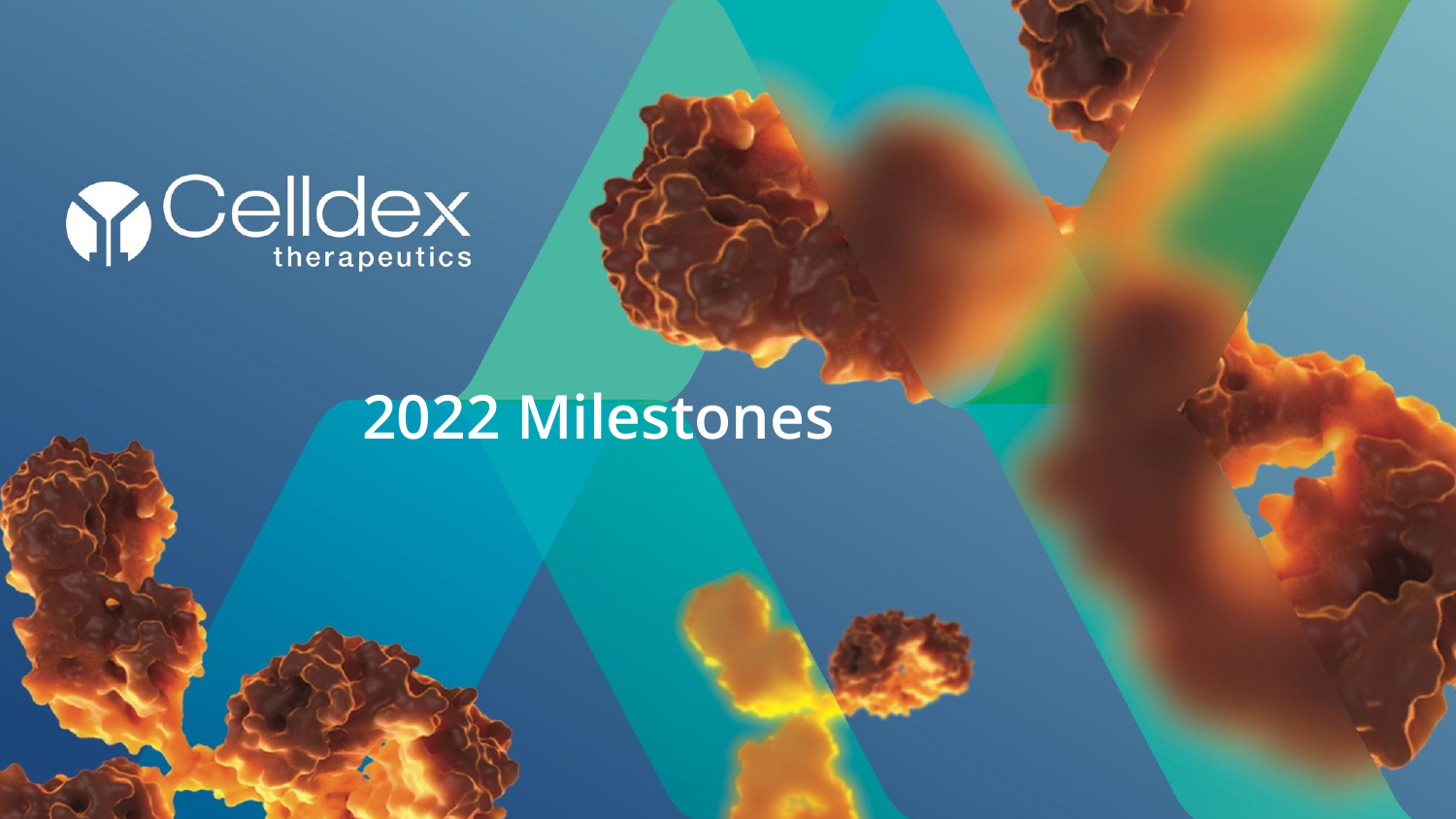Celldex therapeutics

# 2022 Milestones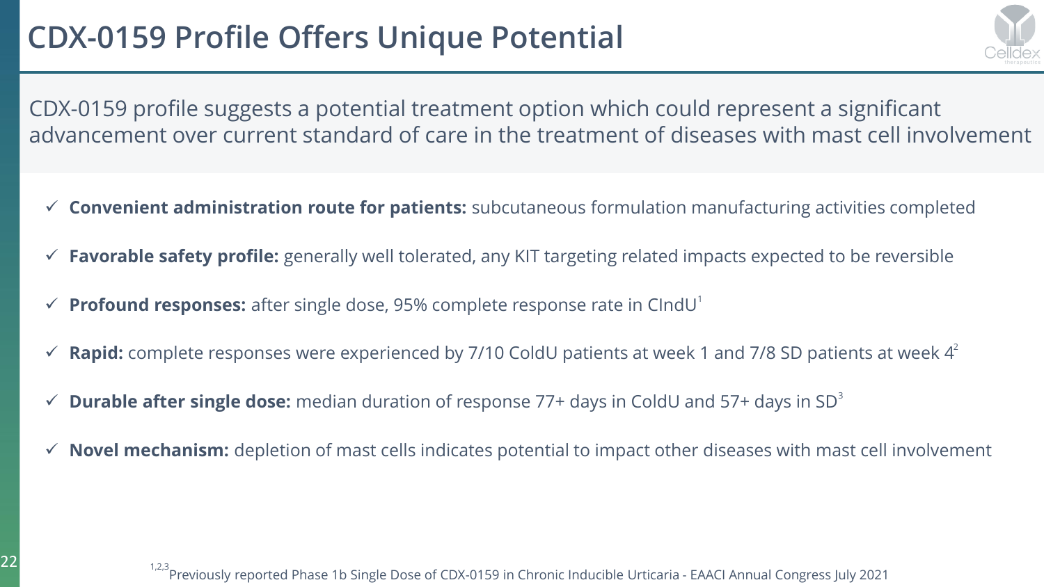# CDX-0159 Profile Offers Unique Potential

CDX-0159 profile suggests a potential treatment option which could represent a significant advancement over current standard of care in the treatment of diseases with mast cell involvement

- ✓ **Convenient administration route for patients:** subcutaneous formulation manufacturing activities completed
- ✓ **Favorable safety profile:** generally well tolerated, any KIT targeting related impacts expected to be reversible
- ✓ **Profound responses:** after single dose, 95% complete response rate in CIndU[1]
- ✓ **Rapid:** complete responses were experienced by 7/10 ColdU patients at week 1 and 7/8 SD patients at week 4[2]
- ✓ **Durable after single dose:** median duration of response 77+ days in ColdU and 57+ days in SD[3]
- ✓ **Novel mechanism:** depletion of mast cells indicates potential to impact other diseases with mast cell involvement

[1,2,3] Previously reported Phase 1b Single Dose of CDX-0159 in Chronic Inducible Urticaria - EAACI Annual Congress July 2021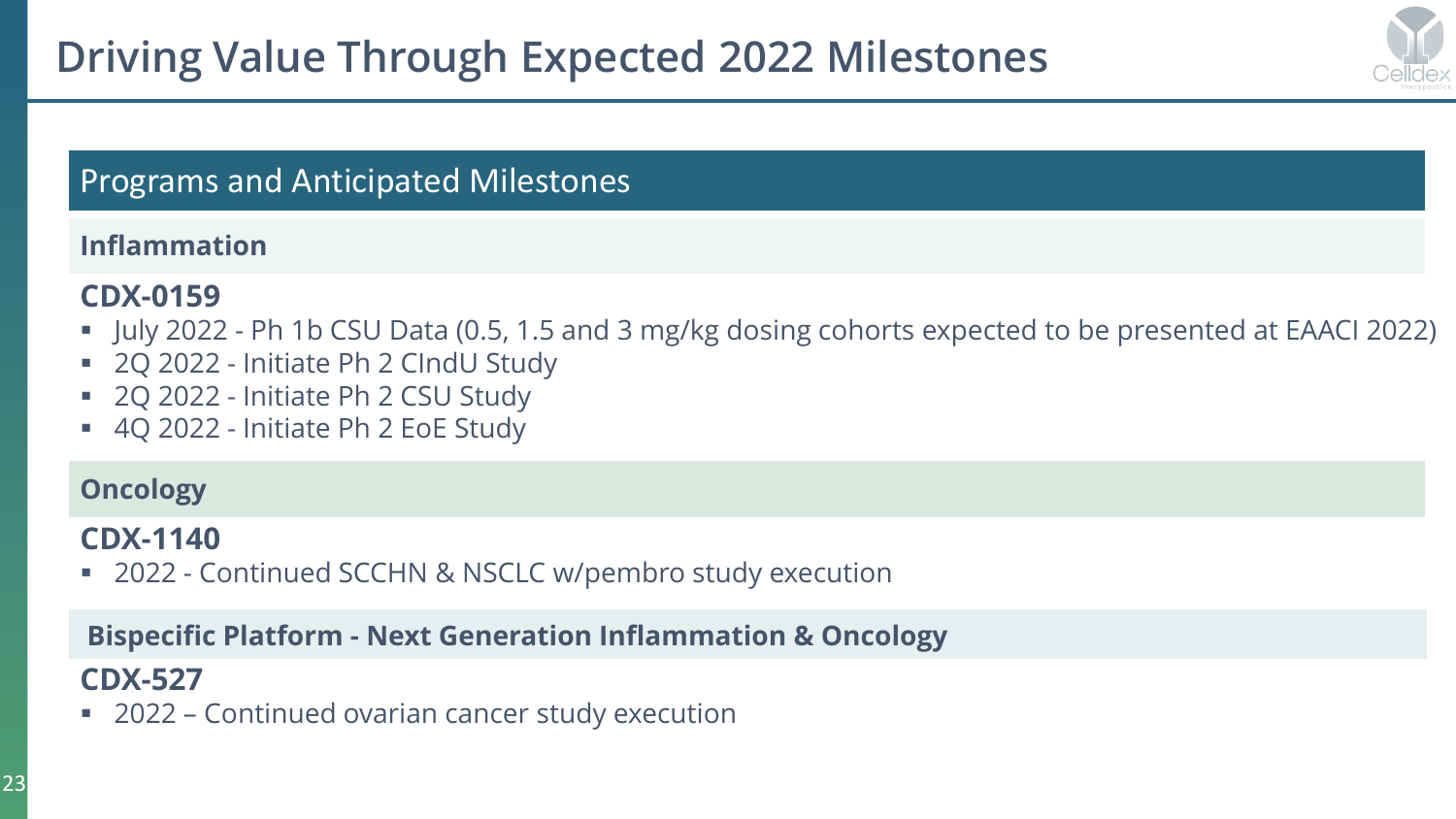# Driving Value Through Expected 2022 Milestones

## Programs and Anticipated Milestones

### Inflammation

**CDX-0159**

- July 2022 - Ph 1b CSU Data (0.5, 1.5 and 3 mg/kg dosing cohorts expected to be presented at EAACI 2022)
- 2Q 2022 - Initiate Ph 2 CIndU Study
- 2Q 2022 - Initiate Ph 2 CSU Study
- 4Q 2022 - Initiate Ph 2 EoE Study

### Oncology

**CDX-1140**

- 2022 - Continued SCCHN & NSCLC w/pembro study execution

### Bispecific Platform - Next Generation Inflammation & Oncology

**CDX-527**

- 2022 – Continued ovarian cancer study execution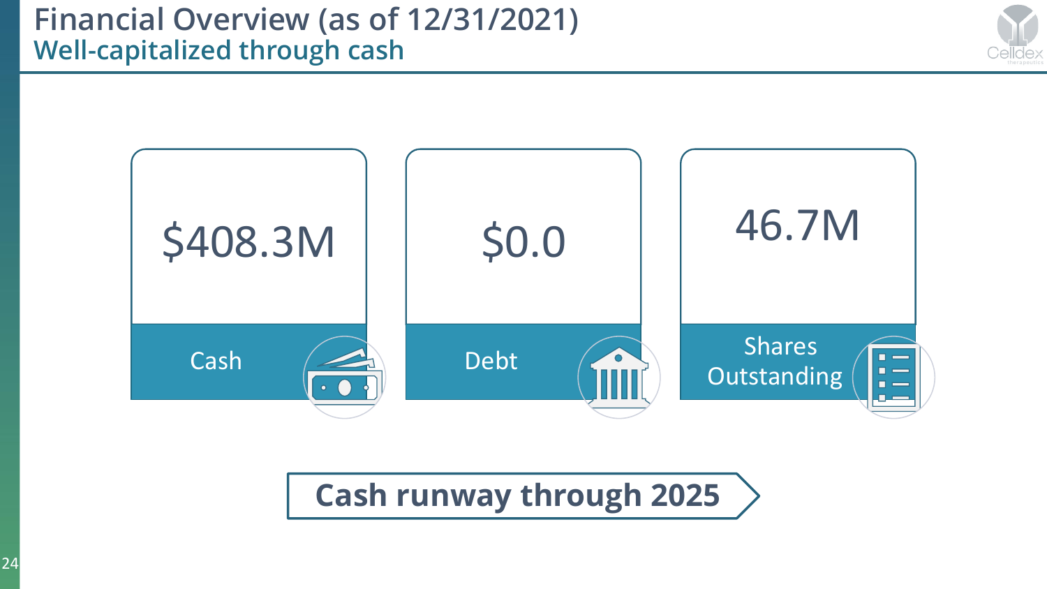# Financial Overview (as of 12/31/2021)

## Well-capitalized through cash

| $408.3M | $0.0 | 46.7M |
|---|---|---|
| Cash | Debt | Shares Outstanding |

**Cash runway through 2025**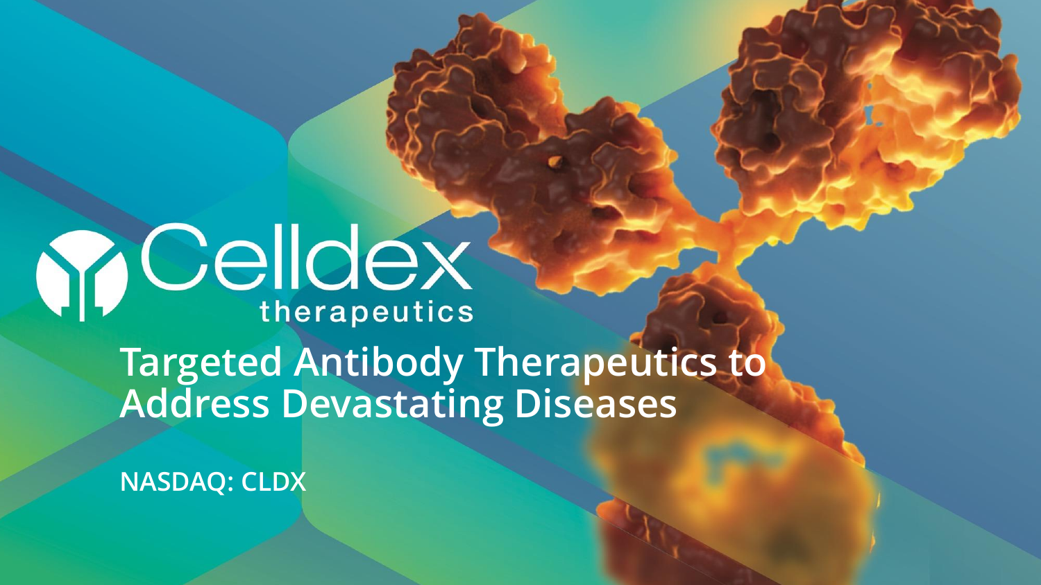# Celldex therapeutics

## Targeted Antibody Therapeutics to Address Devastating Diseases

**NASDAQ: CLDX**